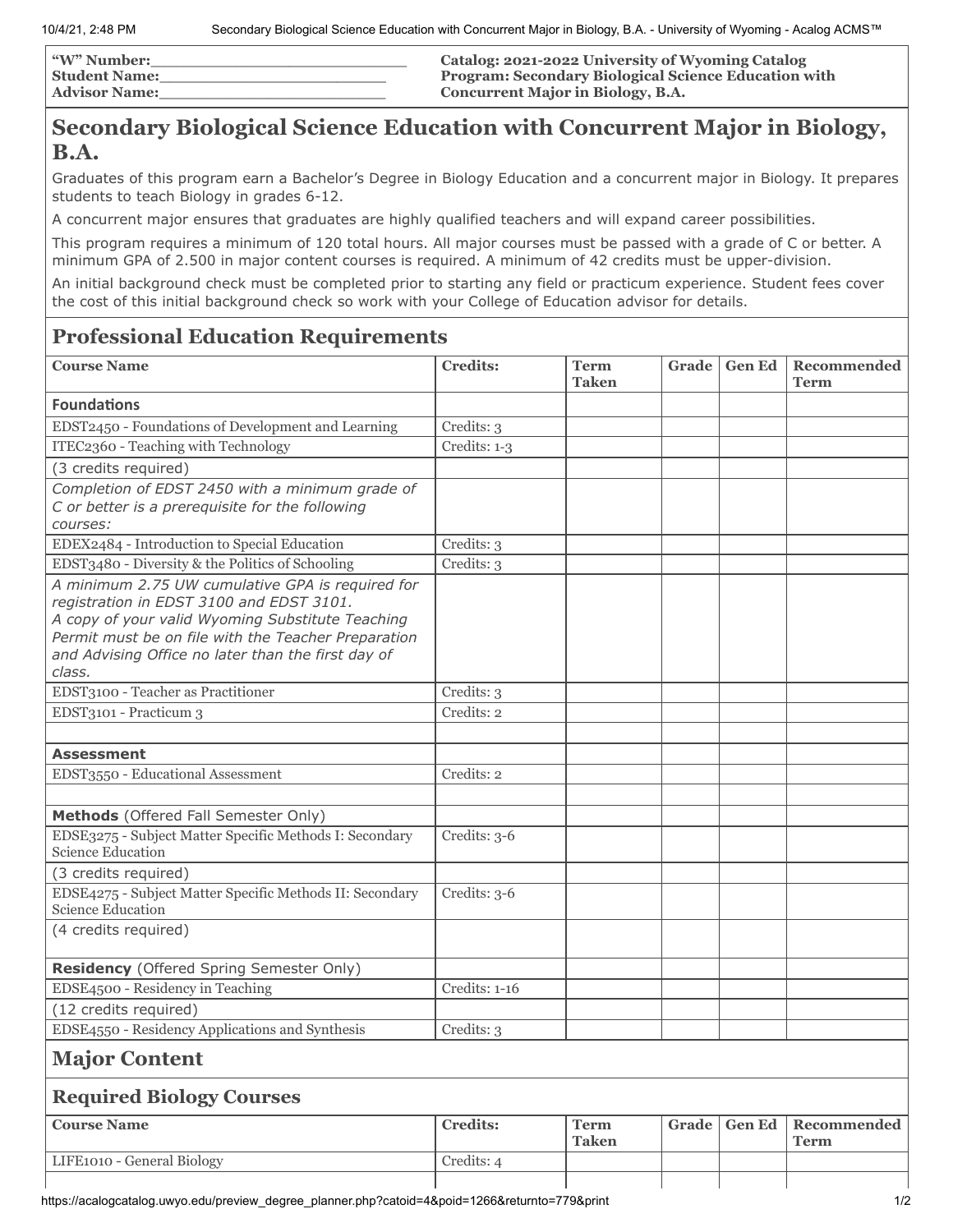"W" Number:\_\_\_\_\_\_\_\_\_\_\_\_\_\_\_\_\_\_\_\_\_\_\_\_
Student Name:\_\_\_\_\_\_\_\_\_\_\_\_\_\_\_\_\_\_\_\_\_\_\_\_
Advisor Name:\_\_\_\_\_\_\_\_\_\_\_\_\_\_\_\_\_\_\_\_\_\_\_\_

**Catalog: 2021-2022 University of Wyoming Catalog**
**Program: Secondary Biological Science Education with Concurrent Major in Biology, B.A.**

# Secondary Biological Science Education with Concurrent Major in Biology, B.A.

Graduates of this program earn a Bachelor's Degree in Biology Education and a concurrent major in Biology. It prepares students to teach Biology in grades 6-12.

A concurrent major ensures that graduates are highly qualified teachers and will expand career possibilities.

This program requires a minimum of 120 total hours. All major courses must be passed with a grade of C or better. A minimum GPA of 2.500 in major content courses is required. A minimum of 42 credits must be upper-division.

An initial background check must be completed prior to starting any field or practicum experience. Student fees cover the cost of this initial background check so work with your College of Education advisor for details.

## Professional Education Requirements

| Course Name | Credits: | Term Taken | Grade | Gen Ed | Recommended Term |
|---|---|---|---|---|---|
| **Foundations** | | | | | |
| EDST2450 - Foundations of Development and Learning | Credits: 3 | | | | |
| ITEC2360 - Teaching with Technology | Credits: 1-3 | | | | |
| (3 credits required) | | | | | |
| *Completion of EDST 2450 with a minimum grade of C or better is a prerequisite for the following courses:* | | | | | |
| EDEX2484 - Introduction to Special Education | Credits: 3 | | | | |
| EDST3480 - Diversity & the Politics of Schooling | Credits: 3 | | | | |
| *A minimum 2.75 UW cumulative GPA is required for registration in EDST 3100 and EDST 3101. A copy of your valid Wyoming Substitute Teaching Permit must be on file with the Teacher Preparation and Advising Office no later than the first day of class.* | | | | | |
| EDST3100 - Teacher as Practitioner | Credits: 3 | | | | |
| EDST3101 - Practicum 3 | Credits: 2 | | | | |
| | | | | | |
| **Assessment** | | | | | |
| EDST3550 - Educational Assessment | Credits: 2 | | | | |
| | | | | | |
| **Methods** (Offered Fall Semester Only) | | | | | |
| EDSE3275 - Subject Matter Specific Methods I: Secondary Science Education | Credits: 3-6 | | | | |
| (3 credits required) | | | | | |
| EDSE4275 - Subject Matter Specific Methods II: Secondary Science Education | Credits: 3-6 | | | | |
| (4 credits required) | | | | | |
| **Residency** (Offered Spring Semester Only) | | | | | |
| EDSE4500 - Residency in Teaching | Credits: 1-16 | | | | |
| (12 credits required) | | | | | |
| EDSE4550 - Residency Applications and Synthesis | Credits: 3 | | | | |

## Major Content

### Required Biology Courses

| Course Name | Credits: | Term Taken | Grade | Gen Ed | Recommended Term |
|---|---|---|---|---|---|
| LIFE1010 - General Biology | Credits: 4 | | | | |
| | | | | | |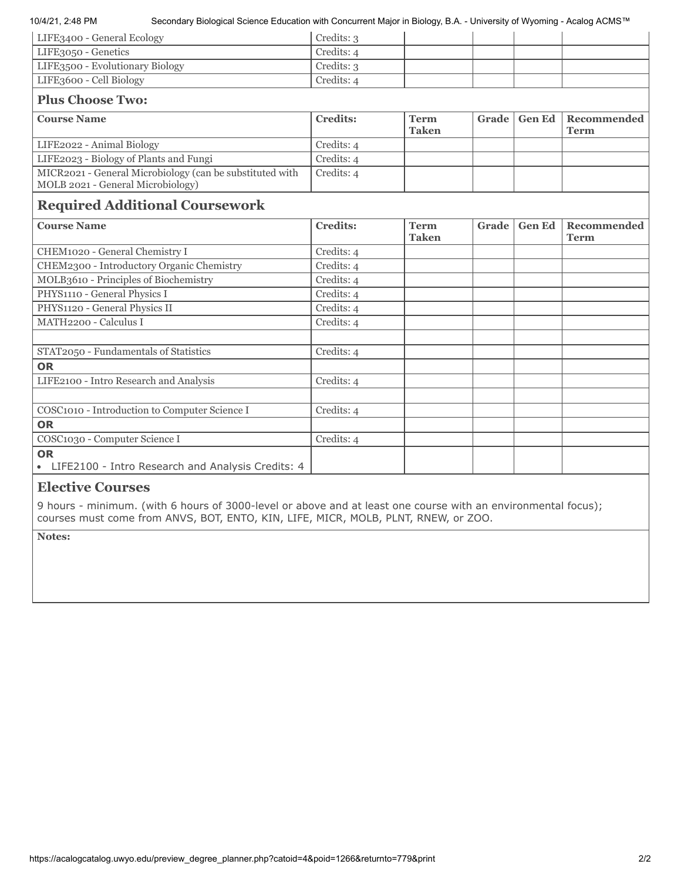| | | | | | |
|---|---|---|---|---|---|
| LIFE3400 - General Ecology | Credits: 3 | | | | |
| LIFE3050 - Genetics | Credits: 4 | | | | |
| LIFE3500 - Evolutionary Biology | Credits: 3 | | | | |
| LIFE3600 - Cell Biology | Credits: 4 | | | | |

### Plus Choose Two:

| Course Name | Credits: | Term Taken | Grade | Gen Ed | Recommended Term |
|---|---|---|---|---|---|
| LIFE2022 - Animal Biology | Credits: 4 | | | | |
| LIFE2023 - Biology of Plants and Fungi | Credits: 4 | | | | |
| MICR2021 - General Microbiology (can be substituted with MOLB 2021 - General Microbiology) | Credits: 4 | | | | |

## Required Additional Coursework

| Course Name | Credits: | Term Taken | Grade | Gen Ed | Recommended Term |
|---|---|---|---|---|---|
| CHEM1020 - General Chemistry I | Credits: 4 | | | | |
| CHEM2300 - Introductory Organic Chemistry | Credits: 4 | | | | |
| MOLB3610 - Principles of Biochemistry | Credits: 4 | | | | |
| PHYS1110 - General Physics I | Credits: 4 | | | | |
| PHYS1120 - General Physics II | Credits: 4 | | | | |
| MATH2200 - Calculus I | Credits: 4 | | | | |
| | | | | | |
| STAT2050 - Fundamentals of Statistics | Credits: 4 | | | | |
| **OR** | | | | | |
| LIFE2100 - Intro Research and Analysis | Credits: 4 | | | | |
| | | | | | |
| COSC1010 - Introduction to Computer Science I | Credits: 4 | | | | |
| **OR** | | | | | |
| COSC1030 - Computer Science I | Credits: 4 | | | | |
| **OR** • LIFE2100 - Intro Research and Analysis Credits: 4 | | | | | |

### Elective Courses

9 hours - minimum. (with 6 hours of 3000-level or above and at least one course with an environmental focus); courses must come from ANVS, BOT, ENTO, KIN, LIFE, MICR, MOLB, PLNT, RNEW, or ZOO.

**Notes:**